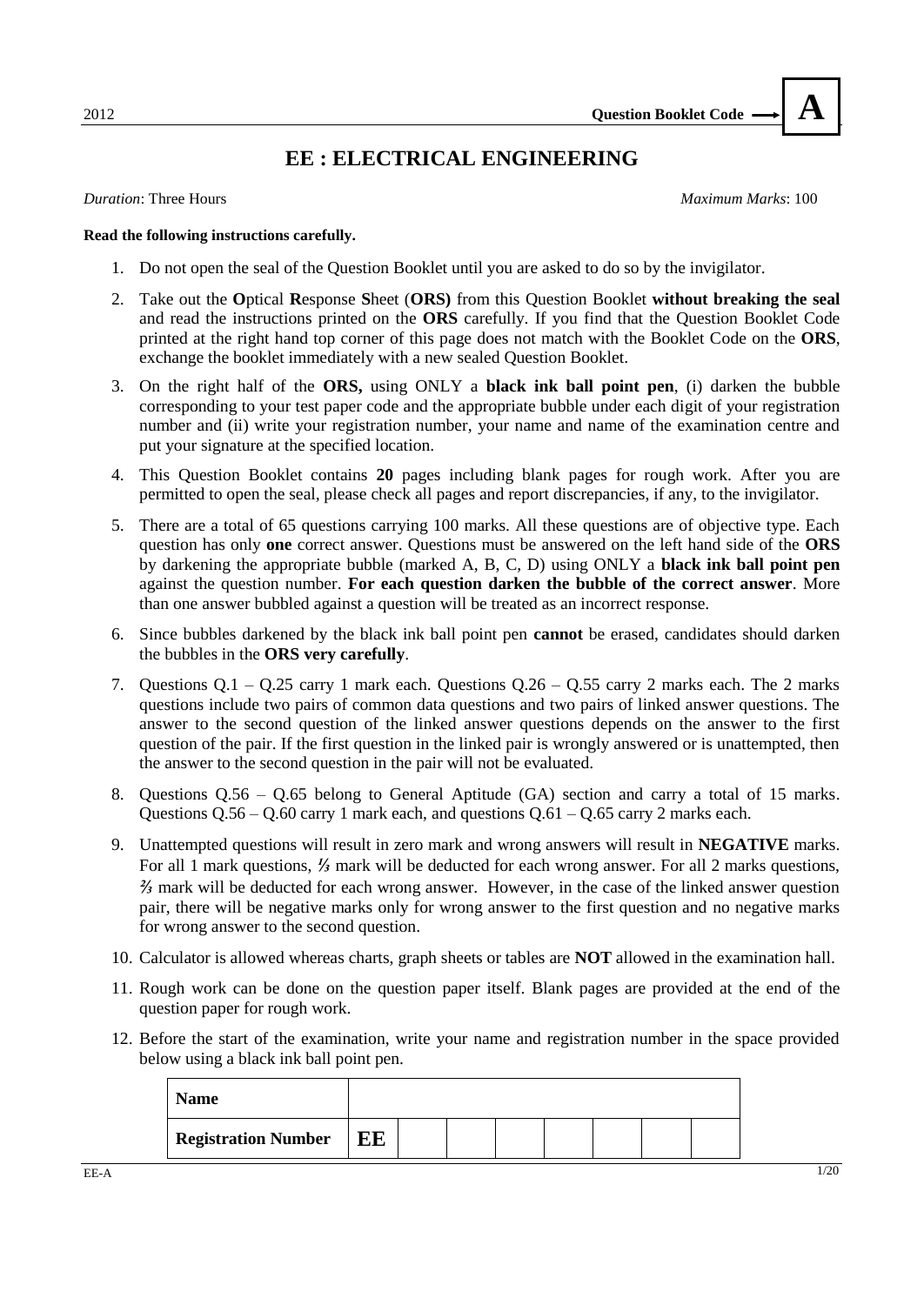2012 **Question Booklet Code** → **A**

# EE : ELECTRICAL ENGINEERING

*Duration*: Three Hours *Maximum Marks*: 100

**Read the following instructions carefully.**

1. Do not open the seal of the Question Booklet until you are asked to do so by the invigilator.
2. Take out the **O**ptical **R**esponse **S**heet (**ORS)** from this Question Booklet **without breaking the seal** and read the instructions printed on the **ORS** carefully. If you find that the Question Booklet Code printed at the right hand top corner of this page does not match with the Booklet Code on the **ORS**, exchange the booklet immediately with a new sealed Question Booklet.
3. On the right half of the **ORS,** using ONLY a **black ink ball point pen**, (i) darken the bubble corresponding to your test paper code and the appropriate bubble under each digit of your registration number and (ii) write your registration number, your name and name of the examination centre and put your signature at the specified location.
4. This Question Booklet contains **20** pages including blank pages for rough work. After you are permitted to open the seal, please check all pages and report discrepancies, if any, to the invigilator.
5. There are a total of 65 questions carrying 100 marks. All these questions are of objective type. Each question has only **one** correct answer. Questions must be answered on the left hand side of the **ORS** by darkening the appropriate bubble (marked A, B, C, D) using ONLY a **black ink ball point pen** against the question number. **For each question darken the bubble of the correct answer**. More than one answer bubbled against a question will be treated as an incorrect response.
6. Since bubbles darkened by the black ink ball point pen **cannot** be erased, candidates should darken the bubbles in the **ORS very carefully**.
7. Questions Q.1 – Q.25 carry 1 mark each. Questions Q.26 – Q.55 carry 2 marks each. The 2 marks questions include two pairs of common data questions and two pairs of linked answer questions. The answer to the second question of the linked answer questions depends on the answer to the first question of the pair. If the first question in the linked pair is wrongly answered or is unattempted, then the answer to the second question in the pair will not be evaluated.
8. Questions Q.56 – Q.65 belong to General Aptitude (GA) section and carry a total of 15 marks. Questions Q.56 – Q.60 carry 1 mark each, and questions Q.61 – Q.65 carry 2 marks each.
9. Unattempted questions will result in zero mark and wrong answers will result in **NEGATIVE** marks. For all 1 mark questions, ⅓ mark will be deducted for each wrong answer. For all 2 marks questions, ⅔ mark will be deducted for each wrong answer. However, in the case of the linked answer question pair, there will be negative marks only for wrong answer to the first question and no negative marks for wrong answer to the second question.
10. Calculator is allowed whereas charts, graph sheets or tables are **NOT** allowed in the examination hall.
11. Rough work can be done on the question paper itself. Blank pages are provided at the end of the question paper for rough work.
12. Before the start of the examination, write your name and registration number in the space provided below using a black ink ball point pen.

| **Name** | | | | | | | |
|---|---|---|---|---|---|---|---|
| **Registration Number** | **EE** | | | | | | |

EE-A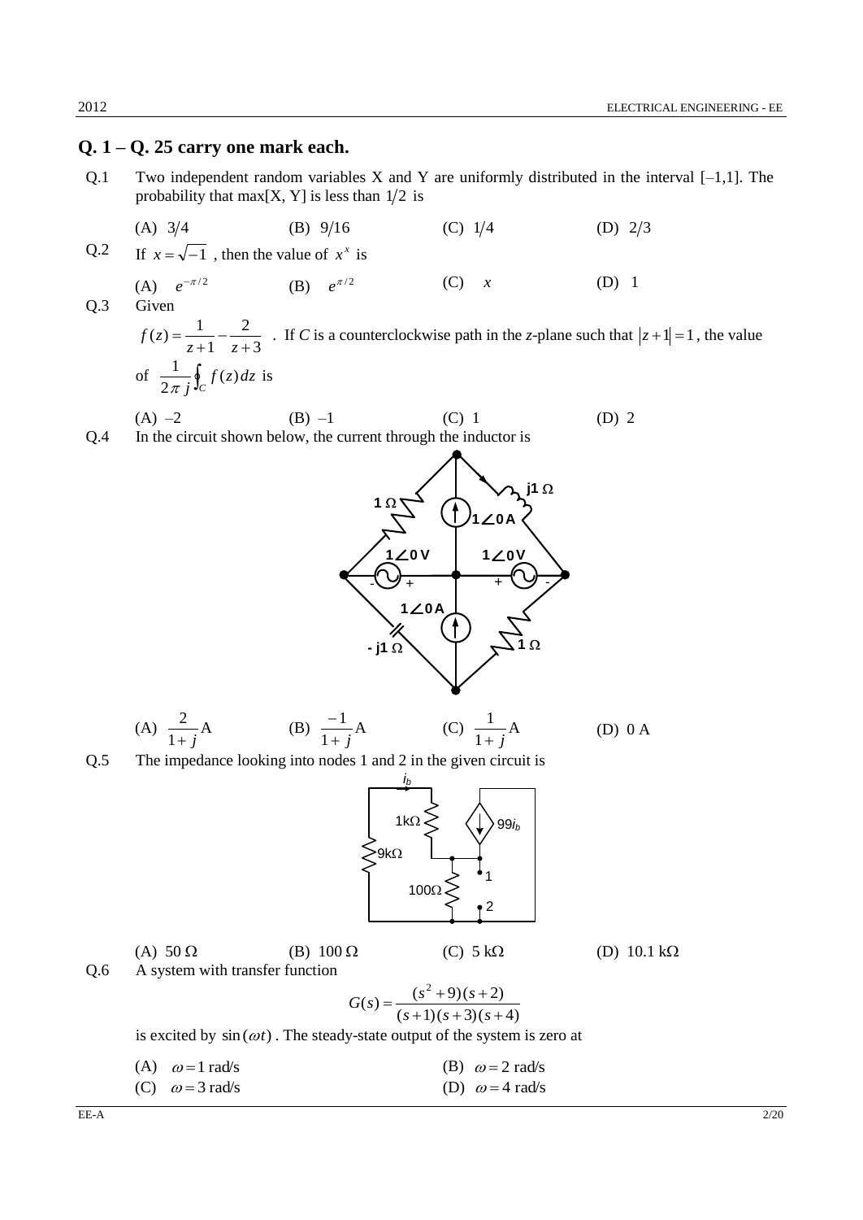## Q. 1 – Q. 25 carry one mark each.

Q.1 Two independent random variables X and Y are uniformly distributed in the interval [–1,1]. The probability that max[X, Y] is less than $1/2$ is

(A) $3/4$ (B) $9/16$ (C) $1/4$ (D) $2/3$

Q.2 If $x = \sqrt{-1}$ , then the value of $x^x$ is

(A) $e^{-\pi/2}$ (B) $e^{\pi/2}$ (C) $x$ (D) 1

Q.3 Given

$f(z) = \frac{1}{z+1} - \frac{2}{z+3}$ . If *C* is a counterclockwise path in the *z*-plane such that $|z+1| = 1$, the value of $\frac{1}{2\pi j}\oint_C f(z)dz$ is

(A) –2 (B) –1 (C) 1 (D) 2

Q.4 In the circuit shown below, the current through the inductor is

(A) $\frac{2}{1+j}$ A (B) $\frac{-1}{1+j}$ A (C) $\frac{1}{1+j}$ A (D) 0 A

Q.5 The impedance looking into nodes 1 and 2 in the given circuit is

(A) 50 Ω (B) 100 Ω (C) 5 kΩ (D) 10.1 kΩ

Q.6 A system with transfer function

$$G(s) = \frac{(s^2+9)(s+2)}{(s+1)(s+3)(s+4)}$$

is excited by $\sin(\omega t)$ . The steady-state output of the system is zero at

(A) $\omega = 1$ rad/s (B) $\omega = 2$ rad/s

(C) $\omega = 3$ rad/s (D) $\omega = 4$ rad/s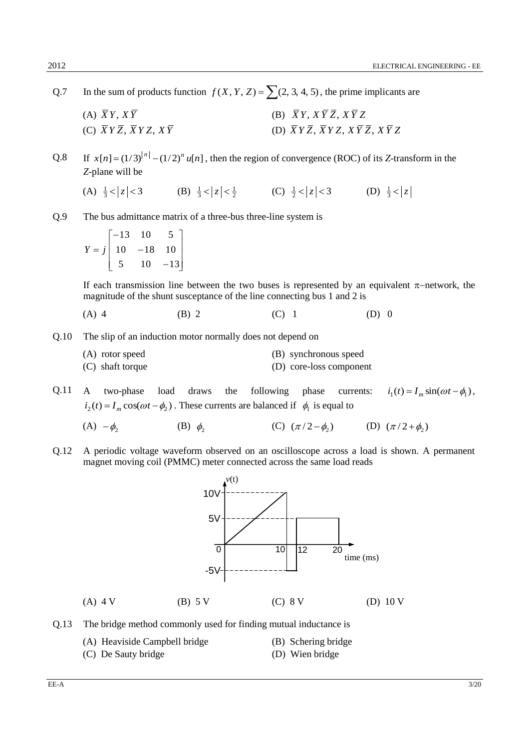Q.7 In the sum of products function $f(X, Y, Z) = \sum(2, 3, 4, 5)$, the prime implicants are

(A) $\bar{X}Y$, $X\bar{Y}$

(B) $\bar{X}Y$, $X\bar{Y}\bar{Z}$, $X\bar{Y}Z$

(C) $\bar{X}Y\bar{Z}$, $\bar{X}YZ$, $X\bar{Y}$

(D) $\bar{X}Y\bar{Z}$, $\bar{X}YZ$, $X\bar{Y}\bar{Z}$, $X\bar{Y}Z$

Q.8 If $x[n] = (1/3)^{|n|} - (1/2)^n u[n]$, then the region of convergence (ROC) of its *Z*-transform in the *Z*-plane will be

(A) $\frac{1}{3} < |z| < 3$ (B) $\frac{1}{3} < |z| < \frac{1}{2}$ (C) $\frac{1}{2} < |z| < 3$ (D) $\frac{1}{3} < |z|$

Q.9 The bus admittance matrix of a three-bus three-line system is

$$Y = j\begin{bmatrix} -13 & 10 & 5 \\ 10 & -18 & 10 \\ 5 & 10 & -13 \end{bmatrix}$$

If each transmission line between the two buses is represented by an equivalent $\pi$–network, the magnitude of the shunt susceptance of the line connecting bus 1 and 2 is

(A) 4 (B) 2 (C) 1 (D) 0

Q.10 The slip of an induction motor normally does not depend on

(A) rotor speed

(B) synchronous speed

(C) shaft torque

(D) core-loss component

Q.11 A two-phase load draws the following phase currents: $i_1(t) = I_m \sin(\omega t - \phi_1)$, $i_2(t) = I_m \cos(\omega t - \phi_2)$. These currents are balanced if $\phi_1$ is equal to

(A) $-\phi_2$ (B) $\phi_2$ (C) $(\pi/2 - \phi_2)$ (D) $(\pi/2 + \phi_2)$

Q.12 A periodic voltage waveform observed on an oscilloscope across a load is shown. A permanent magnet moving coil (PMMC) meter connected across the same load reads

(A) 4 V (B) 5 V (C) 8 V (D) 10 V

Q.13 The bridge method commonly used for finding mutual inductance is

(A) Heaviside Campbell bridge

(B) Schering bridge

(C) De Sauty bridge

(D) Wien bridge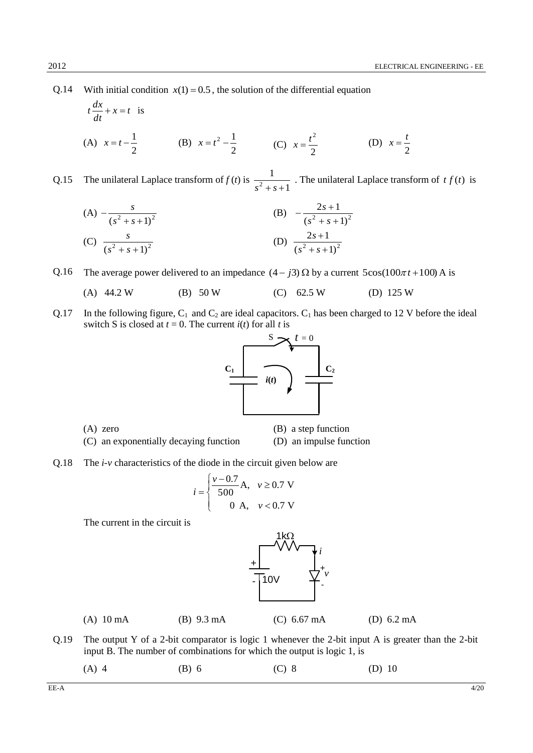Q.14 With initial condition $x(1) = 0.5$, the solution of the differential equation

$t\frac{dx}{dt} + x = t$ is

(A) $x = t - \frac{1}{2}$ (B) $x = t^2 - \frac{1}{2}$ (C) $x = \frac{t^2}{2}$ (D) $x = \frac{t}{2}$

Q.15 The unilateral Laplace transform of $f(t)$ is $\frac{1}{s^2 + s + 1}$. The unilateral Laplace transform of $t\,f(t)$ is

(A) $-\frac{s}{(s^2 + s + 1)^2}$ (B) $-\frac{2s + 1}{(s^2 + s + 1)^2}$

(C) $\frac{s}{(s^2 + s + 1)^2}$ (D) $\frac{2s + 1}{(s^2 + s + 1)^2}$

Q.16 The average power delivered to an impedance $(4 - j3)\ \Omega$ by a current $5\cos(100\pi t + 100)$ A is

(A) 44.2 W (B) 50 W (C) 62.5 W (D) 125 W

Q.17 In the following figure, $C_1$ and $C_2$ are ideal capacitors. $C_1$ has been charged to 12 V before the ideal switch S is closed at $t = 0$. The current $i(t)$ for all $t$ is

(A) zero (B) a step function

(C) an exponentially decaying function (D) an impulse function

Q.18 The *i-v* characteristics of the diode in the circuit given below are

$$i = \begin{cases} \frac{v - 0.7}{500}\text{A}, & v \geq 0.7\text{ V} \\ 0\ \text{A}, & v < 0.7\text{ V} \end{cases}$$

The current in the circuit is

(A) 10 mA (B) 9.3 mA (C) 6.67 mA (D) 6.2 mA

Q.19 The output Y of a 2-bit comparator is logic 1 whenever the 2-bit input A is greater than the 2-bit input B. The number of combinations for which the output is logic 1, is

(A) 4 (B) 6 (C) 8 (D) 10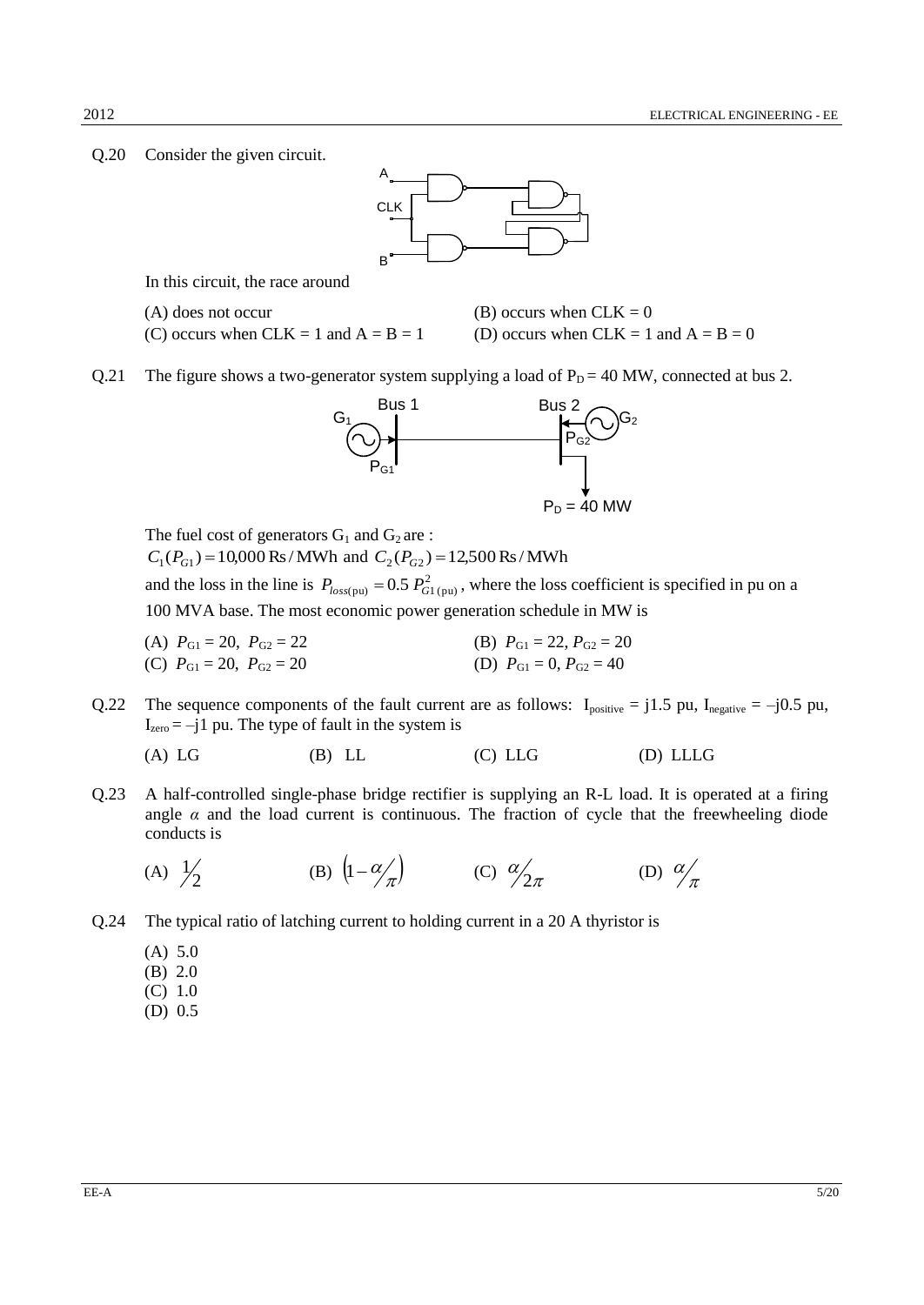Q.20 Consider the given circuit.

In this circuit, the race around

(A) does not occur
(B) occurs when CLK = 0
(C) occurs when CLK = 1 and A = B = 1
(D) occurs when CLK = 1 and A = B = 0

Q.21 The figure shows a two-generator system supplying a load of $P_D = 40$ MW, connected at bus 2.

The fuel cost of generators $G_1$ and $G_2$ are :

$C_1(P_{G1}) = 10{,}000$ Rs / MWh and $C_2(P_{G2}) = 12{,}500$ Rs / MWh

and the loss in the line is $P_{loss(\text{pu})} = 0.5\, P^2_{G1\,(\text{pu})}$, where the loss coefficient is specified in pu on a 100 MVA base. The most economic power generation schedule in MW is

(A) $P_{G1} = 20$, $P_{G2} = 22$
(B) $P_{G1} = 22$, $P_{G2} = 20$
(C) $P_{G1} = 20$, $P_{G2} = 20$
(D) $P_{G1} = 0$, $P_{G2} = 40$

Q.22 The sequence components of the fault current are as follows: $I_{\text{positive}} = j1.5$ pu, $I_{\text{negative}} = -j0.5$ pu, $I_{\text{zero}} = -j1$ pu. The type of fault in the system is

(A) LG (B) LL (C) LLG (D) LLLG

Q.23 A half-controlled single-phase bridge rectifier is supplying an R-L load. It is operated at a firing angle $\alpha$ and the load current is continuous. The fraction of cycle that the freewheeling diode conducts is

(A) $1/2$ (B) $(1 - \alpha/\pi)$ (C) $\alpha/2\pi$ (D) $\alpha/\pi$

Q.24 The typical ratio of latching current to holding current in a 20 A thyristor is

(A) 5.0
(B) 2.0
(C) 1.0
(D) 0.5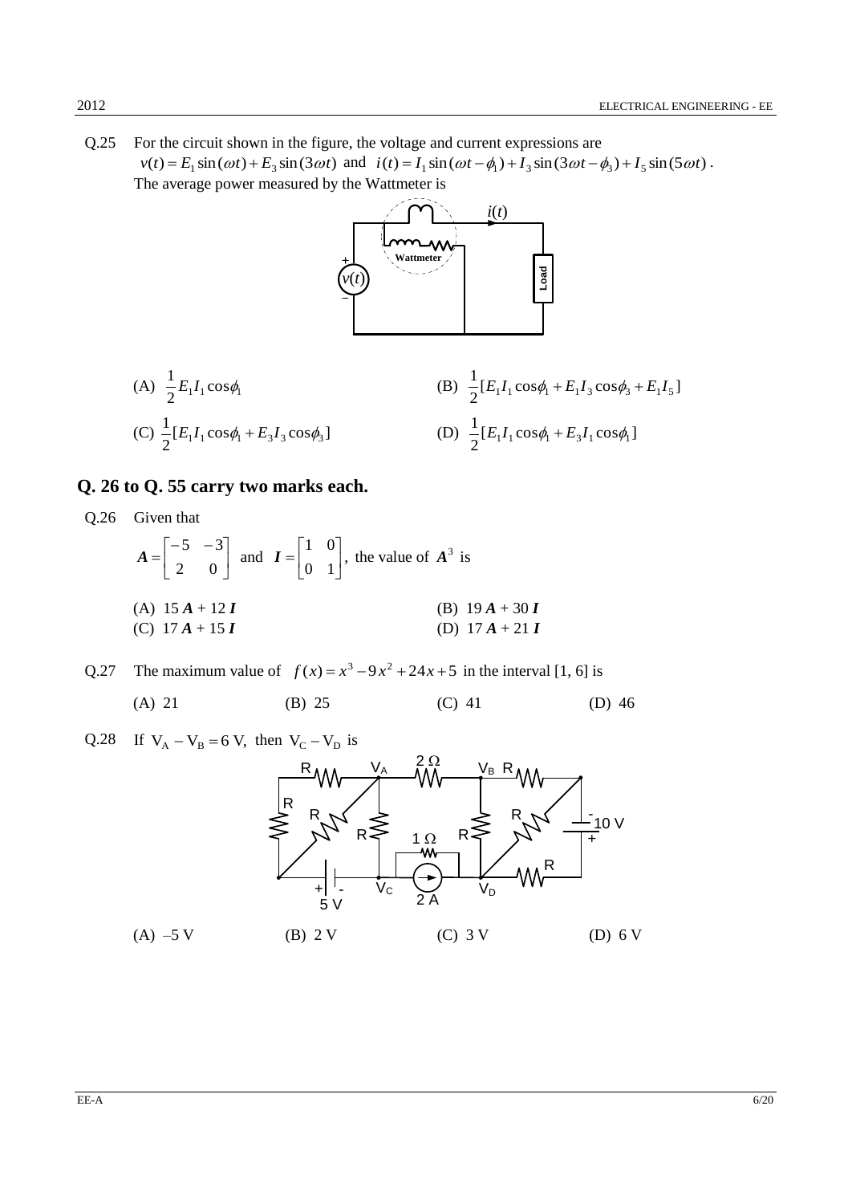Q.25 For the circuit shown in the figure, the voltage and current expressions are $v(t) = E_1 \sin(\omega t) + E_3 \sin(3\omega t)$ and $i(t) = I_1 \sin(\omega t - \phi_1) + I_3 \sin(3\omega t - \phi_3) + I_5 \sin(5\omega t)$. The average power measured by the Wattmeter is

(A) $\frac{1}{2} E_1 I_1 \cos\phi_1$

(B) $\frac{1}{2}[E_1 I_1 \cos\phi_1 + E_1 I_3 \cos\phi_3 + E_1 I_5]$

(C) $\frac{1}{2}[E_1 I_1 \cos\phi_1 + E_3 I_3 \cos\phi_3]$

(D) $\frac{1}{2}[E_1 I_1 \cos\phi_1 + E_3 I_1 \cos\phi_1]$

## Q. 26 to Q. 55 carry two marks each.

Q.26 Given that

$\boldsymbol{A} = \begin{bmatrix} -5 & -3 \\ 2 & 0 \end{bmatrix}$ and $\boldsymbol{I} = \begin{bmatrix} 1 & 0 \\ 0 & 1 \end{bmatrix}$, the value of $\boldsymbol{A}^3$ is

(A) $15\boldsymbol{A} + 12\boldsymbol{I}$

(B) $19\boldsymbol{A} + 30\boldsymbol{I}$

(C) $17\boldsymbol{A} + 15\boldsymbol{I}$

(D) $17\boldsymbol{A} + 21\boldsymbol{I}$

Q.27 The maximum value of $f(x) = x^3 - 9x^2 + 24x + 5$ in the interval [1, 6] is

(A) 21 (B) 25 (C) 41 (D) 46

Q.28 If $V_A - V_B = 6$ V, then $V_C - V_D$ is

(A) –5 V (B) 2 V (C) 3 V (D) 6 V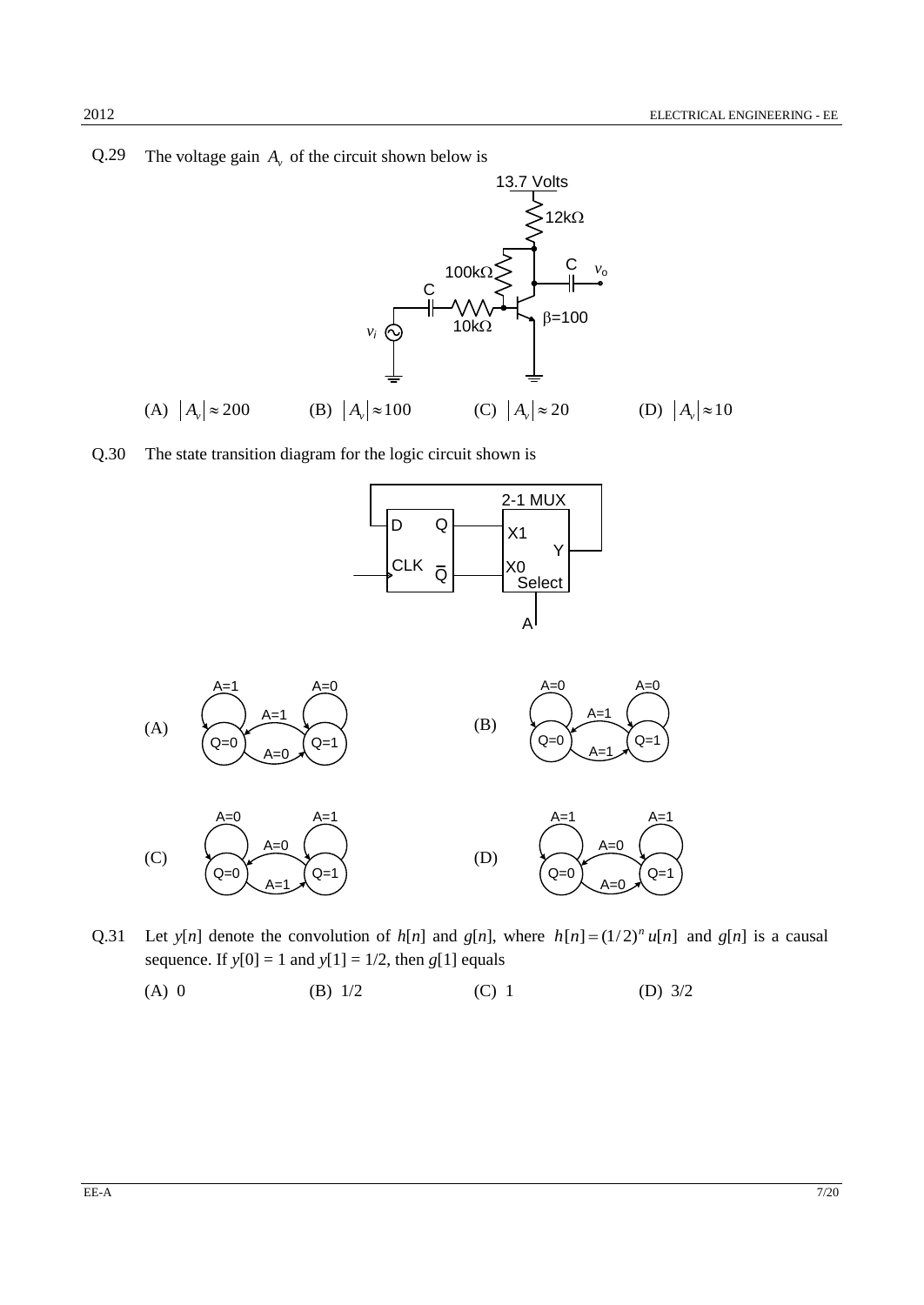Q.29 The voltage gain $A_v$ of the circuit shown below is

(A) $|A_v| \approx 200$ (B) $|A_v| \approx 100$ (C) $|A_v| \approx 20$ (D) $|A_v| \approx 10$

Q.30 The state transition diagram for the logic circuit shown is

(A)

(B)

(C)

(D)

Q.31 Let $y[n]$ denote the convolution of $h[n]$ and $g[n]$, where $h[n] = (1/2)^n u[n]$ and $g[n]$ is a causal sequence. If $y[0] = 1$ and $y[1] = 1/2$, then $g[1]$ equals

(A) 0 (B) 1/2 (C) 1 (D) 3/2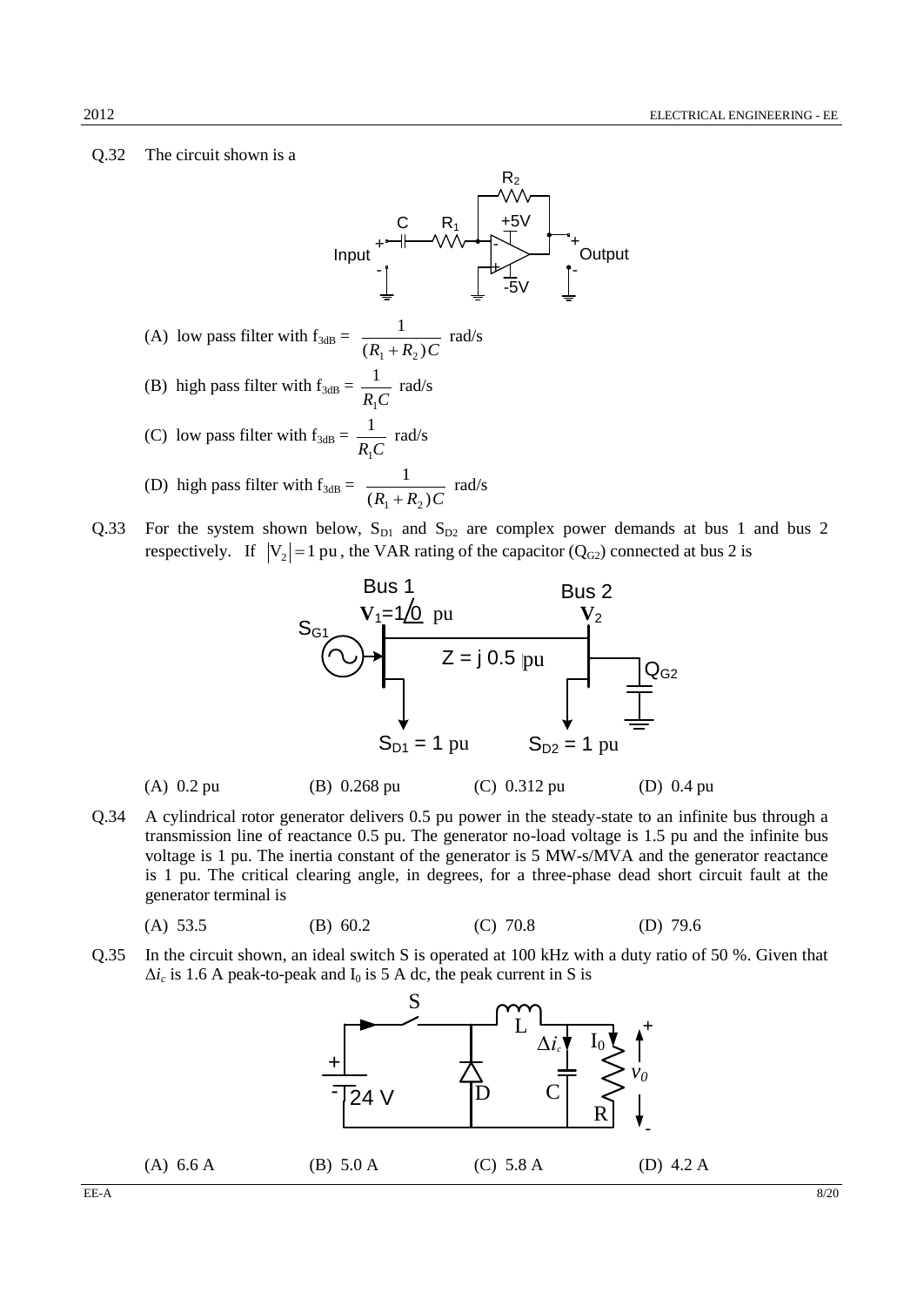Q.32 The circuit shown is a

(A) low pass filter with $f_{3dB} = \dfrac{1}{(R_1 + R_2)C}$ rad/s

(B) high pass filter with $f_{3dB} = \dfrac{1}{R_1 C}$ rad/s

(C) low pass filter with $f_{3dB} = \dfrac{1}{R_1 C}$ rad/s

(D) high pass filter with $f_{3dB} = \dfrac{1}{(R_1 + R_2)C}$ rad/s

Q.33 For the system shown below, $S_{D1}$ and $S_{D2}$ are complex power demands at bus 1 and bus 2 respectively. If $|V_2| = 1$ pu, the VAR rating of the capacitor ($Q_{G2}$) connected at bus 2 is

(A) 0.2 pu (B) 0.268 pu (C) 0.312 pu (D) 0.4 pu

Q.34 A cylindrical rotor generator delivers 0.5 pu power in the steady-state to an infinite bus through a transmission line of reactance 0.5 pu. The generator no-load voltage is 1.5 pu and the infinite bus voltage is 1 pu. The inertia constant of the generator is 5 MW-s/MVA and the generator reactance is 1 pu. The critical clearing angle, in degrees, for a three-phase dead short circuit fault at the generator terminal is

(A) 53.5 (B) 60.2 (C) 70.8 (D) 79.6

Q.35 In the circuit shown, an ideal switch S is operated at 100 kHz with a duty ratio of 50 %. Given that $\Delta i_c$ is 1.6 A peak-to-peak and $I_0$ is 5 A dc, the peak current in S is

(A) 6.6 A (B) 5.0 A (C) 5.8 A (D) 4.2 A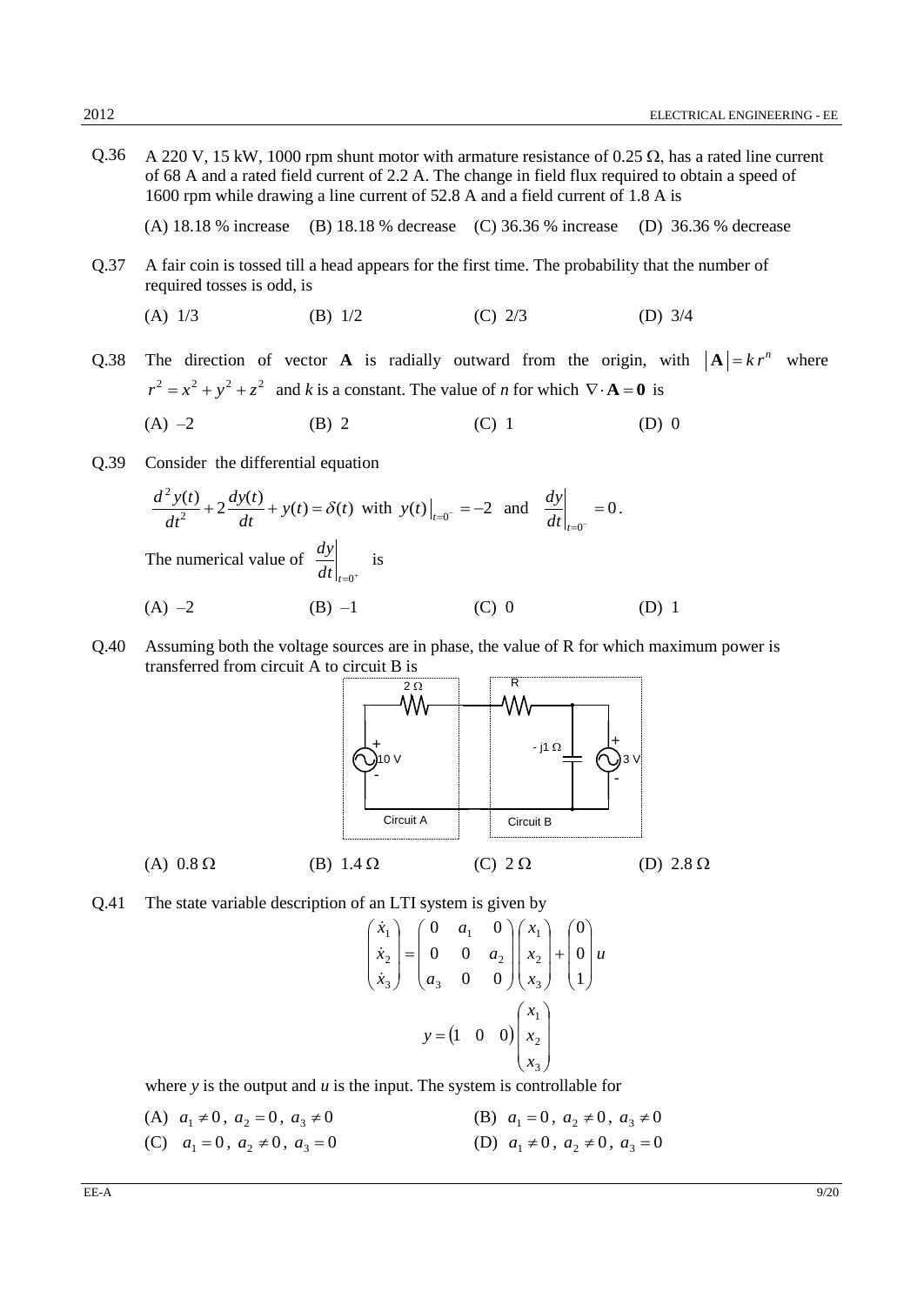Q.36 A 220 V, 15 kW, 1000 rpm shunt motor with armature resistance of 0.25 Ω, has a rated line current of 68 A and a rated field current of 2.2 A. The change in field flux required to obtain a speed of 1600 rpm while drawing a line current of 52.8 A and a field current of 1.8 A is

(A) 18.18 % increase (B) 18.18 % decrease (C) 36.36 % increase (D) 36.36 % decrease

Q.37 A fair coin is tossed till a head appears for the first time. The probability that the number of required tosses is odd, is

(A) 1/3 (B) 1/2 (C) 2/3 (D) 3/4

Q.38 The direction of vector **A** is radially outward from the origin, with $|\mathbf{A}| = k r^n$ where $r^2 = x^2 + y^2 + z^2$ and $k$ is a constant. The value of $n$ for which $\nabla \cdot \mathbf{A} = \mathbf{0}$ is

(A) –2 (B) 2 (C) 1 (D) 0

Q.39 Consider the differential equation

$$\frac{d^2 y(t)}{dt^2} + 2\frac{dy(t)}{dt} + y(t) = \delta(t) \text{ with } y(t)\big|_{t=0^-} = -2 \text{ and } \left.\frac{dy}{dt}\right|_{t=0^-} = 0.$$

The numerical value of $\left.\frac{dy}{dt}\right|_{t=0^+}$ is

(A) –2 (B) –1 (C) 0 (D) 1

Q.40 Assuming both the voltage sources are in phase, the value of R for which maximum power is transferred from circuit A to circuit B is

(Circuit: Circuit A — 10 V source with 2 Ω series resistor; Circuit B — R in series, –j1 Ω capacitor in parallel with 3 V source)

(A) 0.8 Ω (B) 1.4 Ω (C) 2 Ω (D) 2.8 Ω

Q.41 The state variable description of an LTI system is given by

$$\begin{pmatrix} \dot{x}_1 \\ \dot{x}_2 \\ \dot{x}_3 \end{pmatrix} = \begin{pmatrix} 0 & a_1 & 0 \\ 0 & 0 & a_2 \\ a_3 & 0 & 0 \end{pmatrix} \begin{pmatrix} x_1 \\ x_2 \\ x_3 \end{pmatrix} + \begin{pmatrix} 0 \\ 0 \\ 1 \end{pmatrix} u$$

$$y = \begin{pmatrix} 1 & 0 & 0 \end{pmatrix} \begin{pmatrix} x_1 \\ x_2 \\ x_3 \end{pmatrix}$$

where $y$ is the output and $u$ is the input. The system is controllable for

(A) $a_1 \neq 0,\ a_2 = 0,\ a_3 \neq 0$

(B) $a_1 = 0,\ a_2 \neq 0,\ a_3 \neq 0$

(C) $a_1 = 0,\ a_2 \neq 0,\ a_3 = 0$

(D) $a_1 \neq 0,\ a_2 \neq 0,\ a_3 = 0$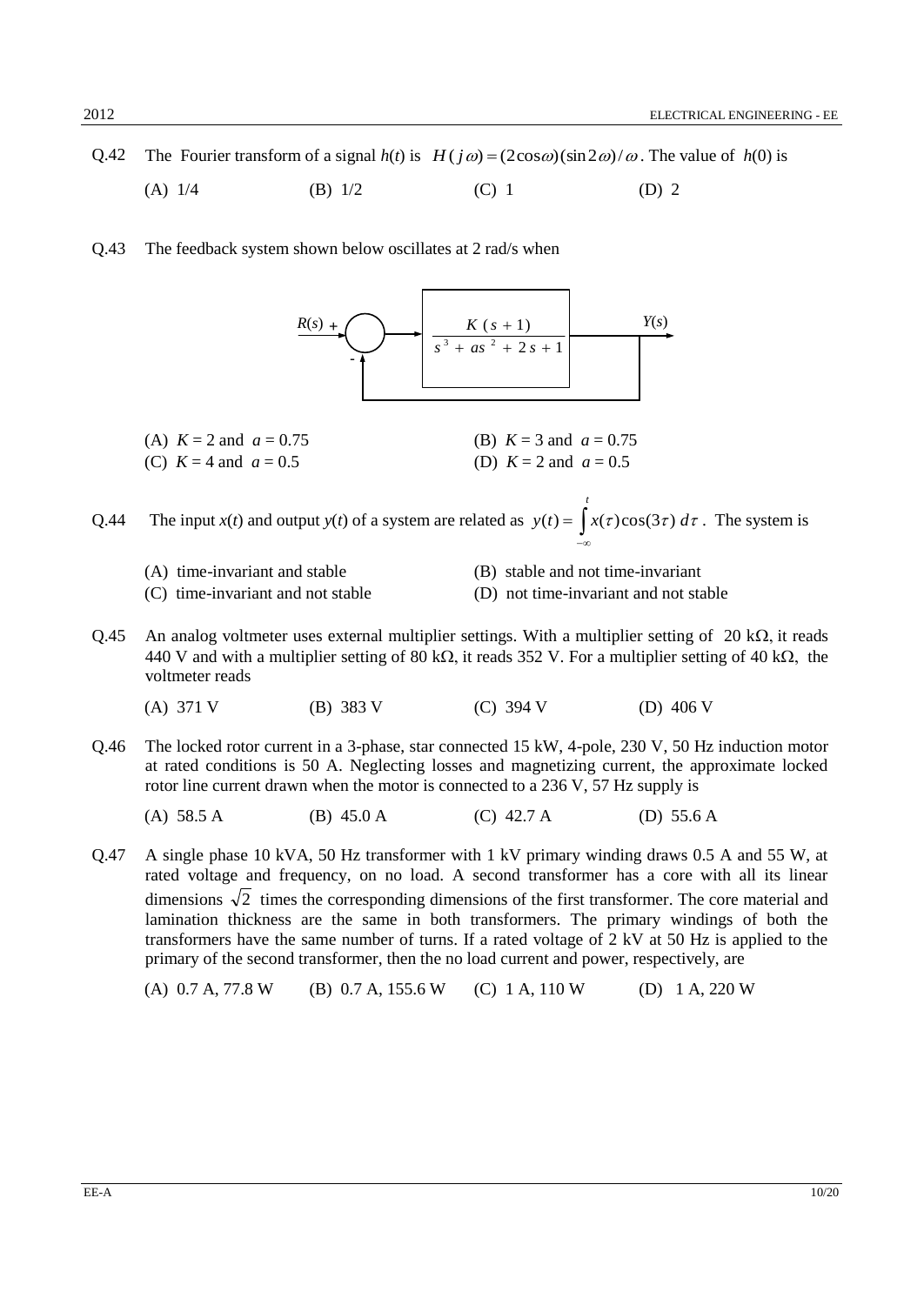Q.42 The Fourier transform of a signal $h(t)$ is $H(j\omega) = (2\cos\omega)(\sin 2\omega)/\omega$. The value of $h(0)$ is

(A) 1/4 (B) 1/2 (C) 1 (D) 2

Q.43 The feedback system shown below oscillates at 2 rad/s when

$R(s)$ + → (summing junction, feedback −) → $\dfrac{K(s+1)}{s^3 + as^2 + 2s + 1}$ → $Y(s)$ (unity negative feedback)

(A) $K = 2$ and $a = 0.75$ (B) $K = 3$ and $a = 0.75$

(C) $K = 4$ and $a = 0.5$ (D) $K = 2$ and $a = 0.5$

Q.44 The input $x(t)$ and output $y(t)$ of a system are related as $y(t) = \int_{-\infty}^{t} x(\tau)\cos(3\tau)\, d\tau$. The system is

(A) time-invariant and stable (B) stable and not time-invariant

(C) time-invariant and not stable (D) not time-invariant and not stable

Q.45 An analog voltmeter uses external multiplier settings. With a multiplier setting of 20 kΩ, it reads 440 V and with a multiplier setting of 80 kΩ, it reads 352 V. For a multiplier setting of 40 kΩ, the voltmeter reads

(A) 371 V (B) 383 V (C) 394 V (D) 406 V

Q.46 The locked rotor current in a 3-phase, star connected 15 kW, 4-pole, 230 V, 50 Hz induction motor at rated conditions is 50 A. Neglecting losses and magnetizing current, the approximate locked rotor line current drawn when the motor is connected to a 236 V, 57 Hz supply is

(A) 58.5 A (B) 45.0 A (C) 42.7 A (D) 55.6 A

Q.47 A single phase 10 kVA, 50 Hz transformer with 1 kV primary winding draws 0.5 A and 55 W, at rated voltage and frequency, on no load. A second transformer has a core with all its linear dimensions $\sqrt{2}$ times the corresponding dimensions of the first transformer. The core material and lamination thickness are the same in both transformers. The primary windings of both the transformers have the same number of turns. If a rated voltage of 2 kV at 50 Hz is applied to the primary of the second transformer, then the no load current and power, respectively, are

(A) 0.7 A, 77.8 W (B) 0.7 A, 155.6 W (C) 1 A, 110 W (D) 1 A, 220 W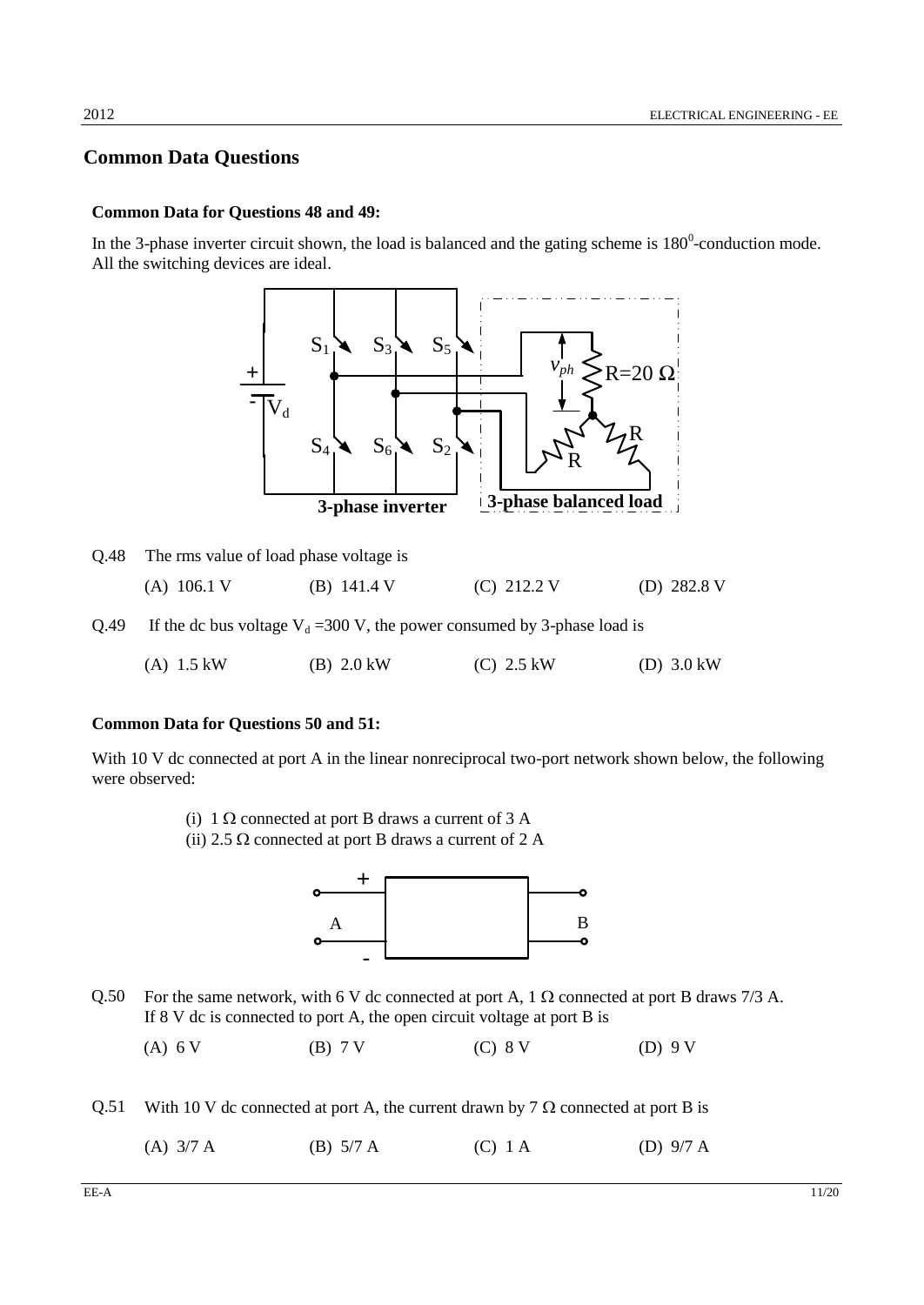## Common Data Questions

### Common Data for Questions 48 and 49:

In the 3-phase inverter circuit shown, the load is balanced and the gating scheme is $180^0$-conduction mode. All the switching devices are ideal.

Q.48 The rms value of load phase voltage is

(A) 106.1 V (B) 141.4 V (C) 212.2 V (D) 282.8 V

Q.49 If the dc bus voltage $V_d$ =300 V, the power consumed by 3-phase load is

(A) 1.5 kW (B) 2.0 kW (C) 2.5 kW (D) 3.0 kW

### Common Data for Questions 50 and 51:

With 10 V dc connected at port A in the linear nonreciprocal two-port network shown below, the following were observed:

(i) 1 Ω connected at port B draws a current of 3 A
(ii) 2.5 Ω connected at port B draws a current of 2 A

Q.50 For the same network, with 6 V dc connected at port A, 1 Ω connected at port B draws 7/3 A. If 8 V dc is connected to port A, the open circuit voltage at port B is

(A) 6 V (B) 7 V (C) 8 V (D) 9 V

Q.51 With 10 V dc connected at port A, the current drawn by 7 Ω connected at port B is

(A) 3/7 A (B) 5/7 A (C) 1 A (D) 9/7 A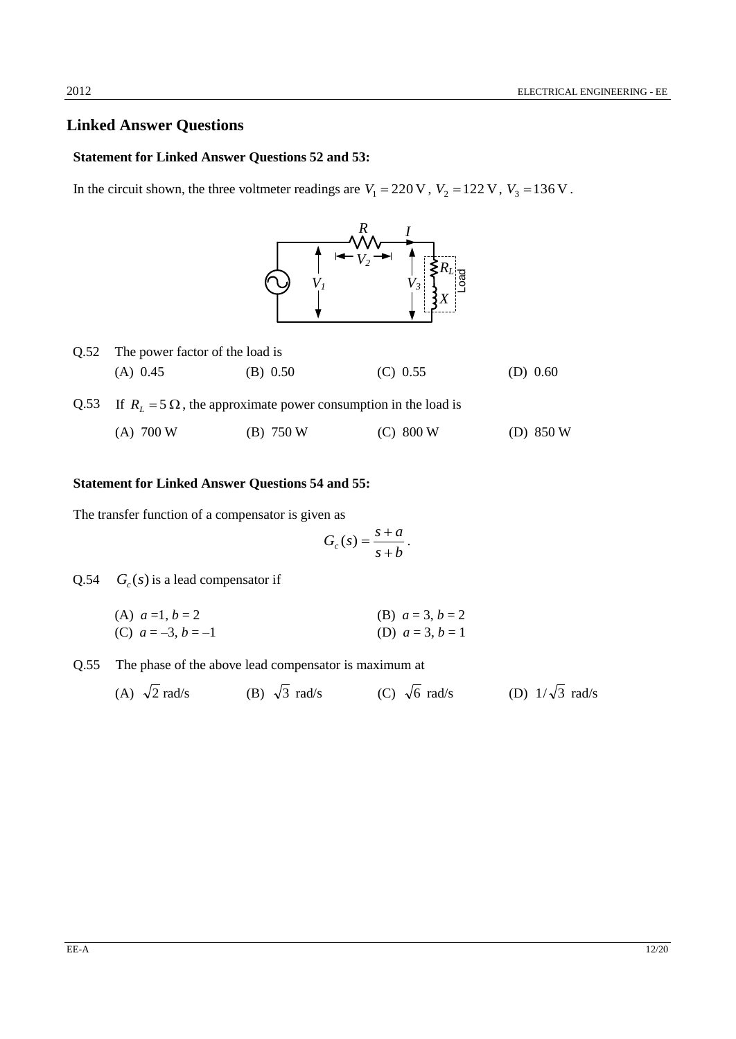## Linked Answer Questions

**Statement for Linked Answer Questions 52 and 53:**

In the circuit shown, the three voltmeter readings are $V_1 = 220\,\text{V}$, $V_2 = 122\,\text{V}$, $V_3 = 136\,\text{V}$.

Q.52 The power factor of the load is

(A) 0.45 (B) 0.50 (C) 0.55 (D) 0.60

Q.53 If $R_L = 5\,\Omega$, the approximate power consumption in the load is

(A) 700 W (B) 750 W (C) 800 W (D) 850 W

**Statement for Linked Answer Questions 54 and 55:**

The transfer function of a compensator is given as

$$G_c(s) = \frac{s+a}{s+b}.$$

Q.54 $G_c(s)$ is a lead compensator if

(A) $a = 1$, $b = 2$ (B) $a = 3$, $b = 2$
(C) $a = -3$, $b = -1$ (D) $a = 3$, $b = 1$

Q.55 The phase of the above lead compensator is maximum at

(A) $\sqrt{2}$ rad/s (B) $\sqrt{3}$ rad/s (C) $\sqrt{6}$ rad/s (D) $1/\sqrt{3}$ rad/s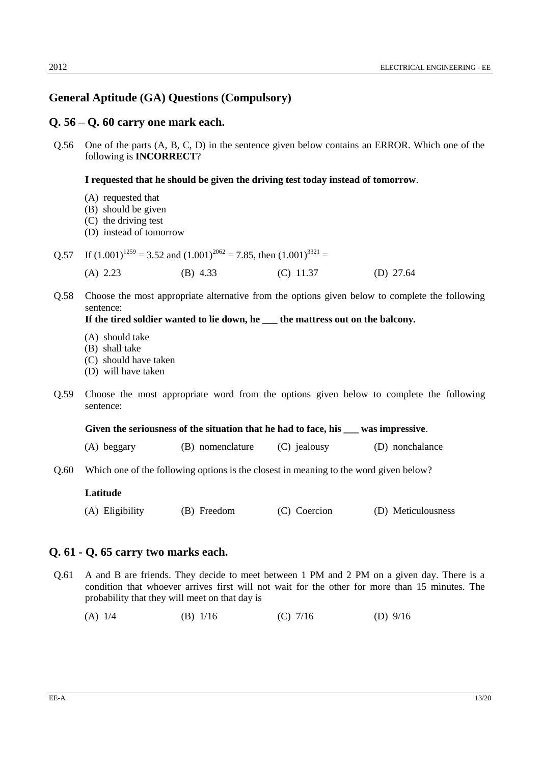## General Aptitude (GA) Questions (Compulsory)

## Q. 56 – Q. 60 carry one mark each.

Q.56 One of the parts (A, B, C, D) in the sentence given below contains an ERROR. Which one of the following is **INCORRECT**?

**I requested that he should be given the driving test today instead of tomorrow**.

(A) requested that
(B) should be given
(C) the driving test
(D) instead of tomorrow

Q.57 If $(1.001)^{1259} = 3.52$ and $(1.001)^{2062} = 7.85$, then $(1.001)^{3321} =$

(A) 2.23 (B) 4.33 (C) 11.37 (D) 27.64

Q.58 Choose the most appropriate alternative from the options given below to complete the following sentence:
**If the tired soldier wanted to lie down, he ___ the mattress out on the balcony.**

(A) should take
(B) shall take
(C) should have taken
(D) will have taken

Q.59 Choose the most appropriate word from the options given below to complete the following sentence:

**Given the seriousness of the situation that he had to face, his ___ was impressive**.

(A) beggary (B) nomenclature (C) jealousy (D) nonchalance

Q.60 Which one of the following options is the closest in meaning to the word given below?

**Latitude**

(A) Eligibility (B) Freedom (C) Coercion (D) Meticulousness

## Q. 61 - Q. 65 carry two marks each.

Q.61 A and B are friends. They decide to meet between 1 PM and 2 PM on a given day. There is a condition that whoever arrives first will not wait for the other for more than 15 minutes. The probability that they will meet on that day is

(A) 1/4 (B) 1/16 (C) 7/16 (D) 9/16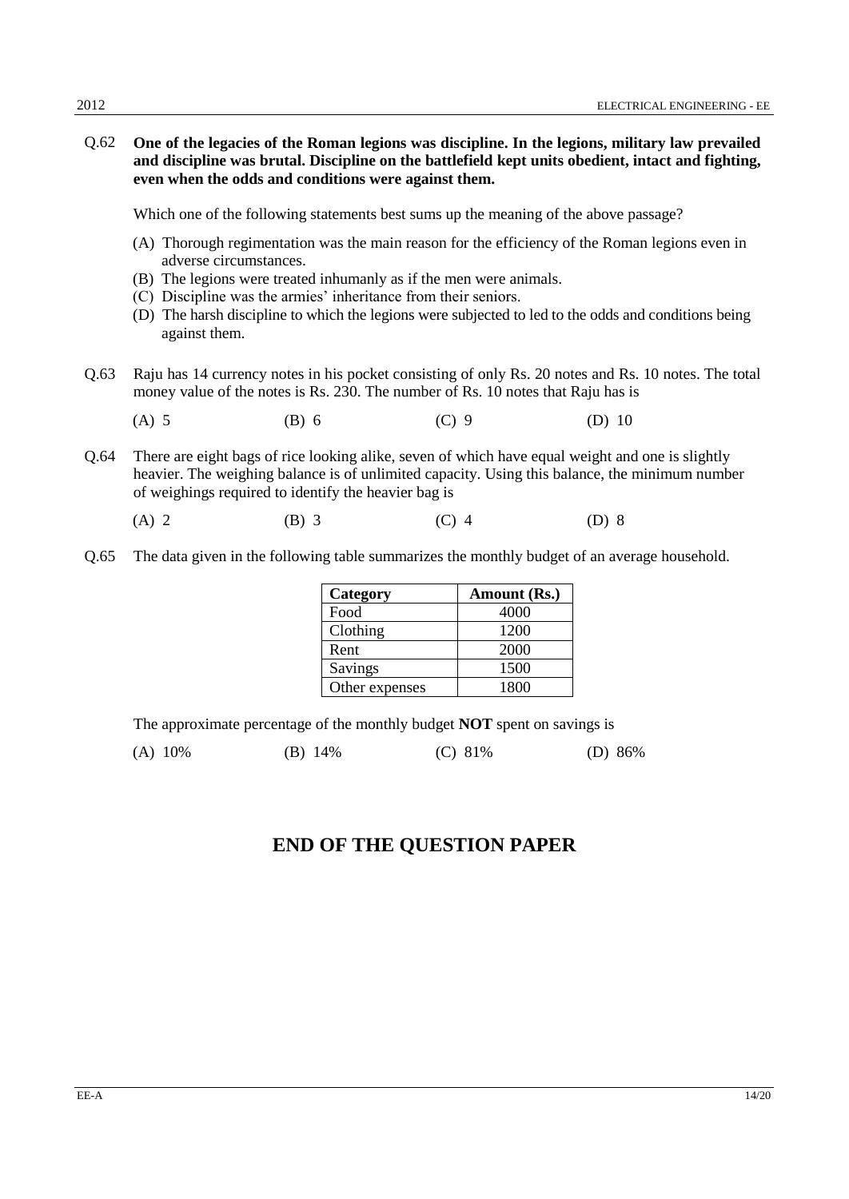Q.62 **One of the legacies of the Roman legions was discipline. In the legions, military law prevailed and discipline was brutal. Discipline on the battlefield kept units obedient, intact and fighting, even when the odds and conditions were against them.**

Which one of the following statements best sums up the meaning of the above passage?

(A) Thorough regimentation was the main reason for the efficiency of the Roman legions even in adverse circumstances.
(B) The legions were treated inhumanly as if the men were animals.
(C) Discipline was the armies' inheritance from their seniors.
(D) The harsh discipline to which the legions were subjected to led to the odds and conditions being against them.

Q.63 Raju has 14 currency notes in his pocket consisting of only Rs. 20 notes and Rs. 10 notes. The total money value of the notes is Rs. 230. The number of Rs. 10 notes that Raju has is

(A) 5 (B) 6 (C) 9 (D) 10

Q.64 There are eight bags of rice looking alike, seven of which have equal weight and one is slightly heavier. The weighing balance is of unlimited capacity. Using this balance, the minimum number of weighings required to identify the heavier bag is

(A) 2 (B) 3 (C) 4 (D) 8

Q.65 The data given in the following table summarizes the monthly budget of an average household.

| Category | Amount (Rs.) |
|---|---|
| Food | 4000 |
| Clothing | 1200 |
| Rent | 2000 |
| Savings | 1500 |
| Other expenses | 1800 |

The approximate percentage of the monthly budget **NOT** spent on savings is

(A) 10% (B) 14% (C) 81% (D) 86%

## END OF THE QUESTION PAPER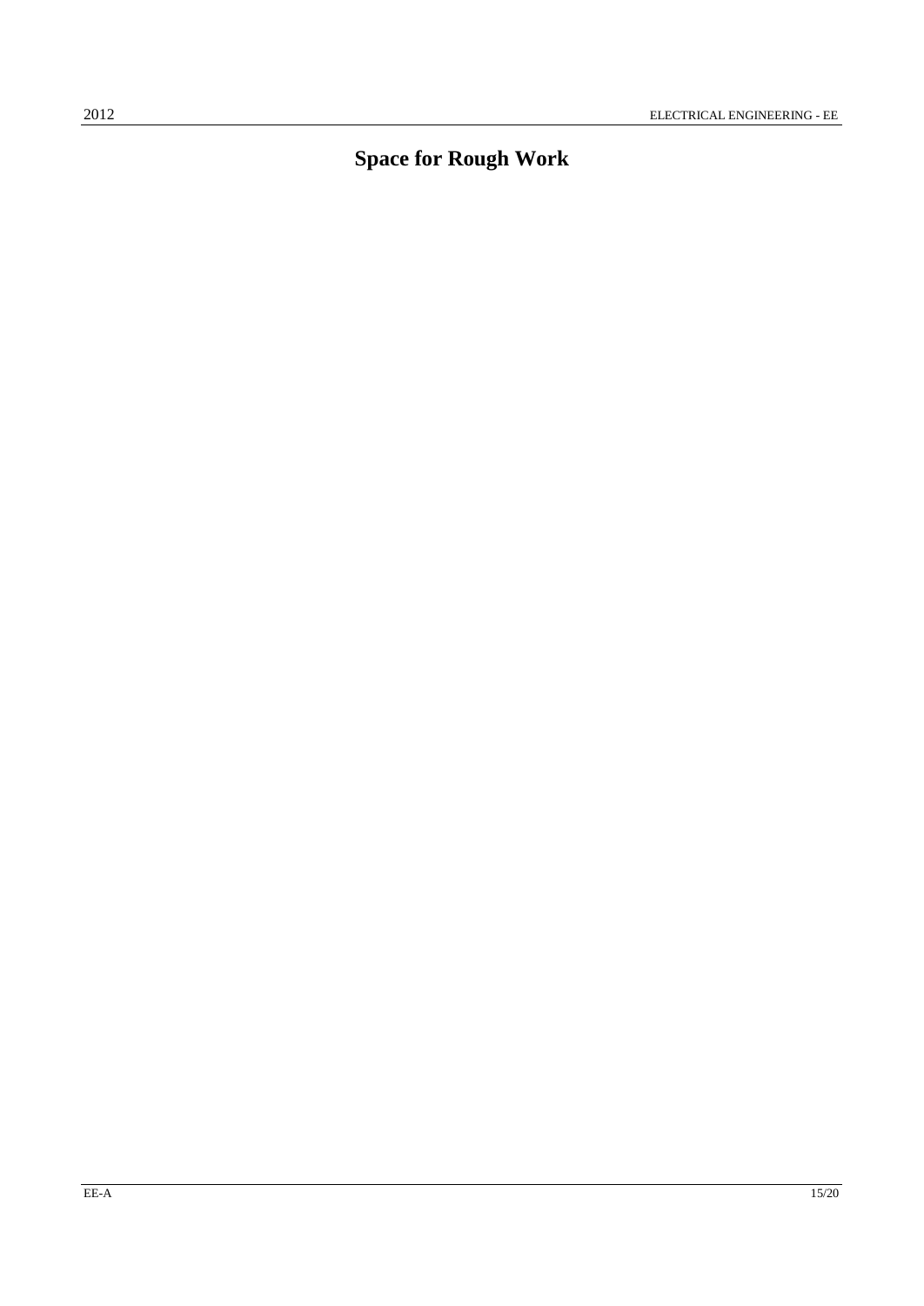# Space for Rough Work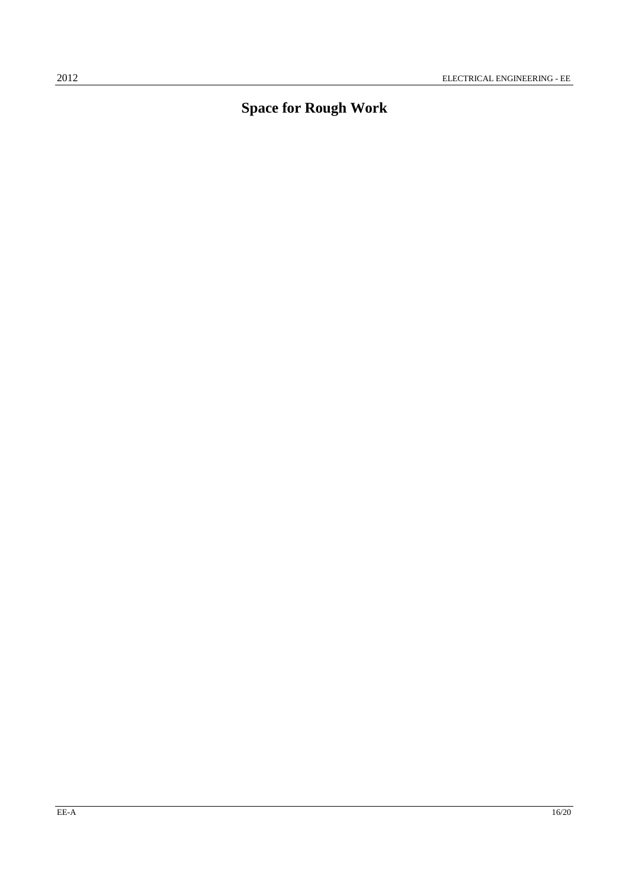# Space for Rough Work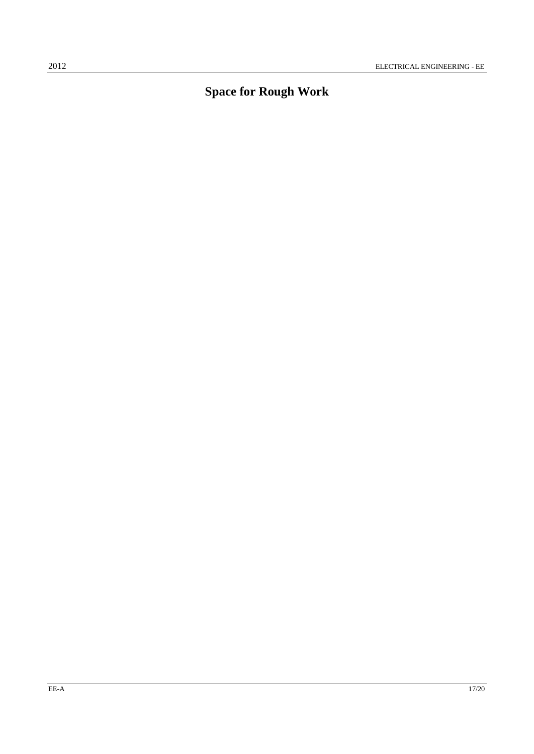# Space for Rough Work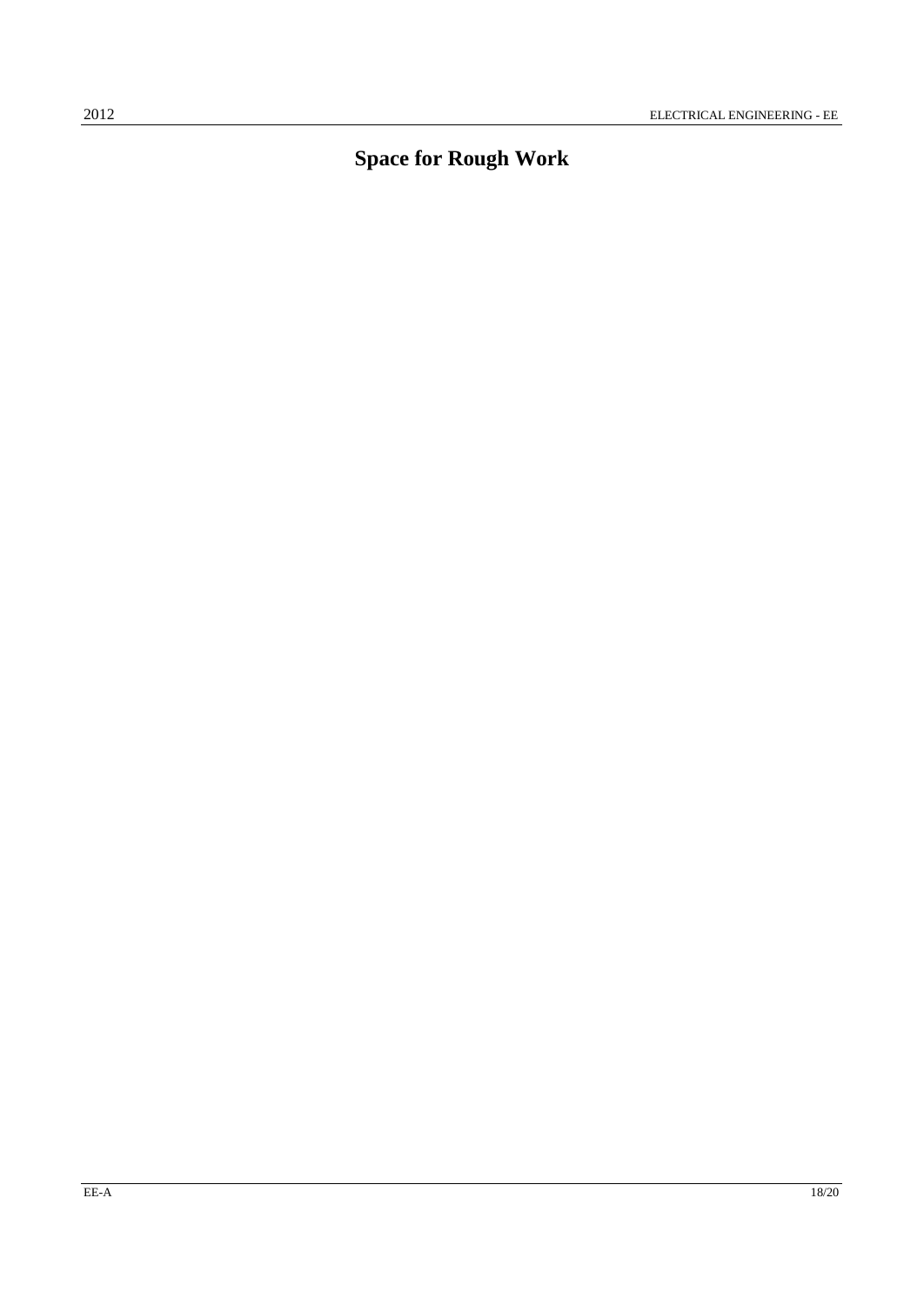# Space for Rough Work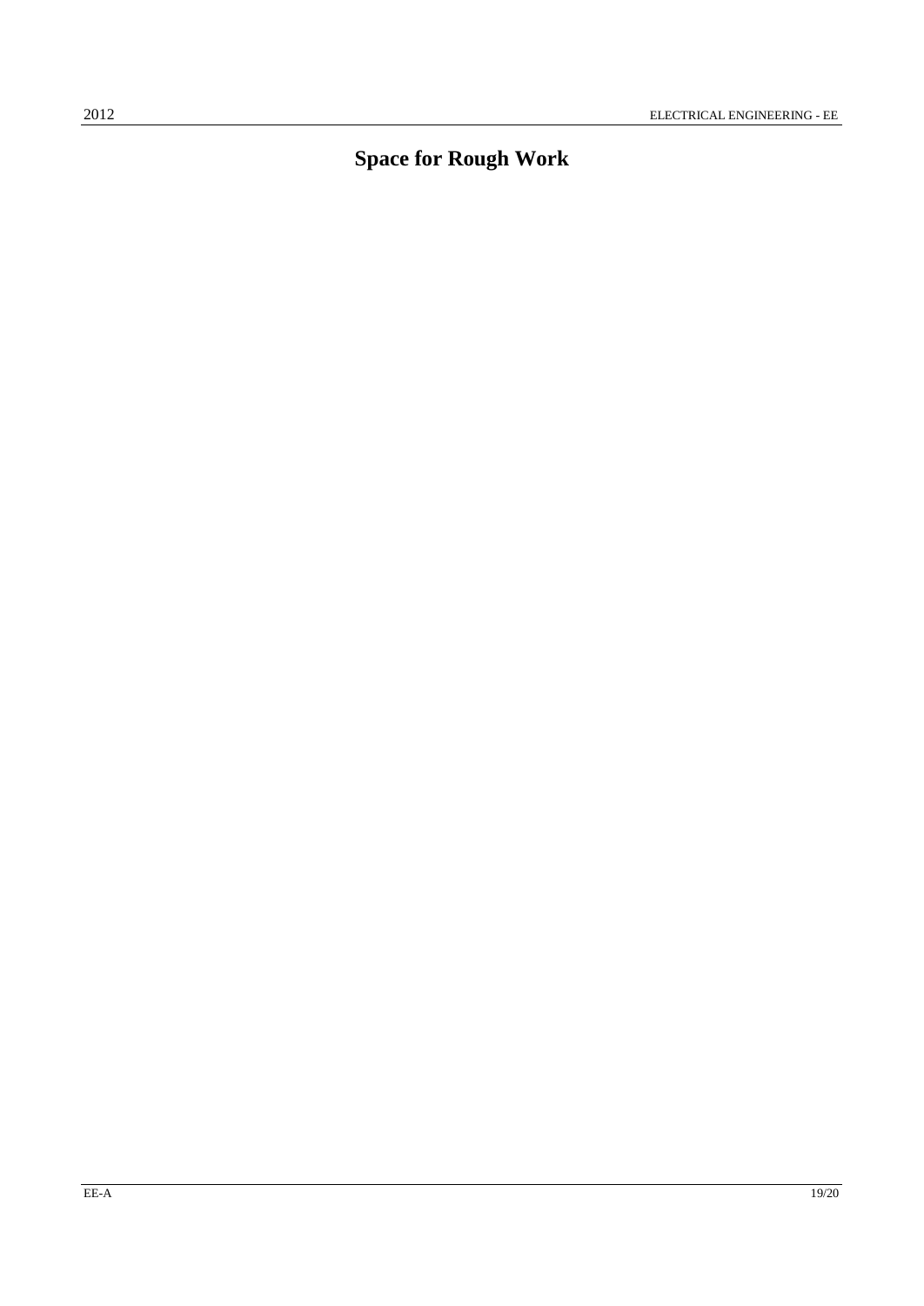# Space for Rough Work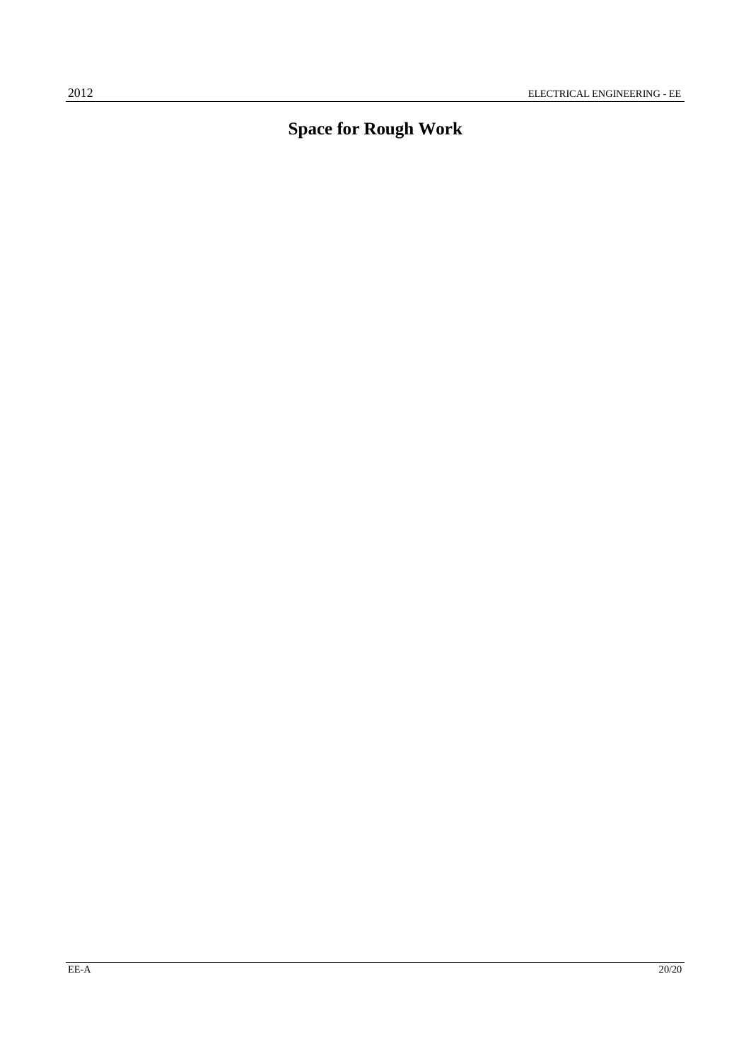# Space for Rough Work